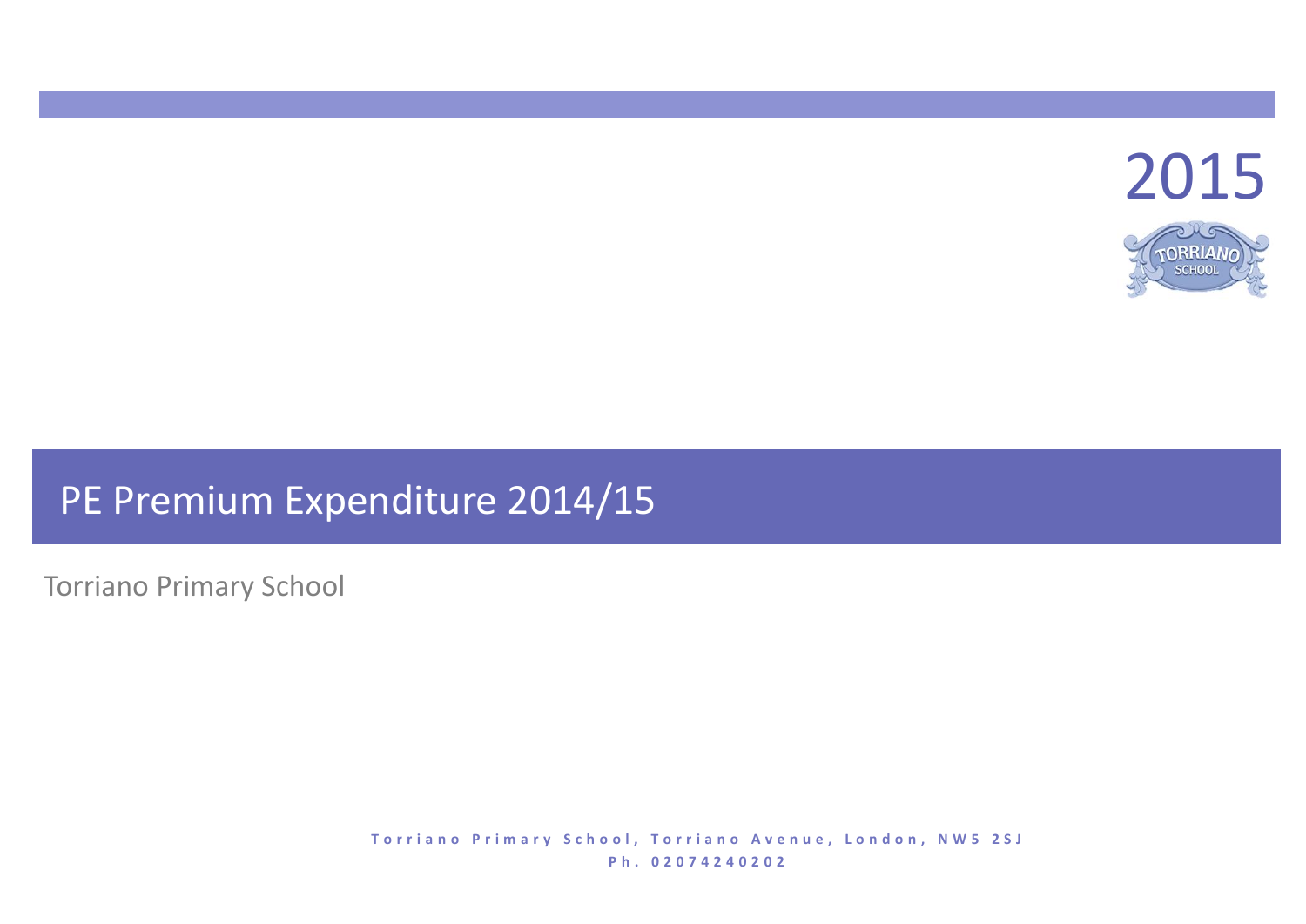2015

# PE Premium Expenditure 2014/15

Torriano Primary School

**Torriano Primary School, Torriano Avenue, London, NW5 2SJ**
**Ph. 02074240202**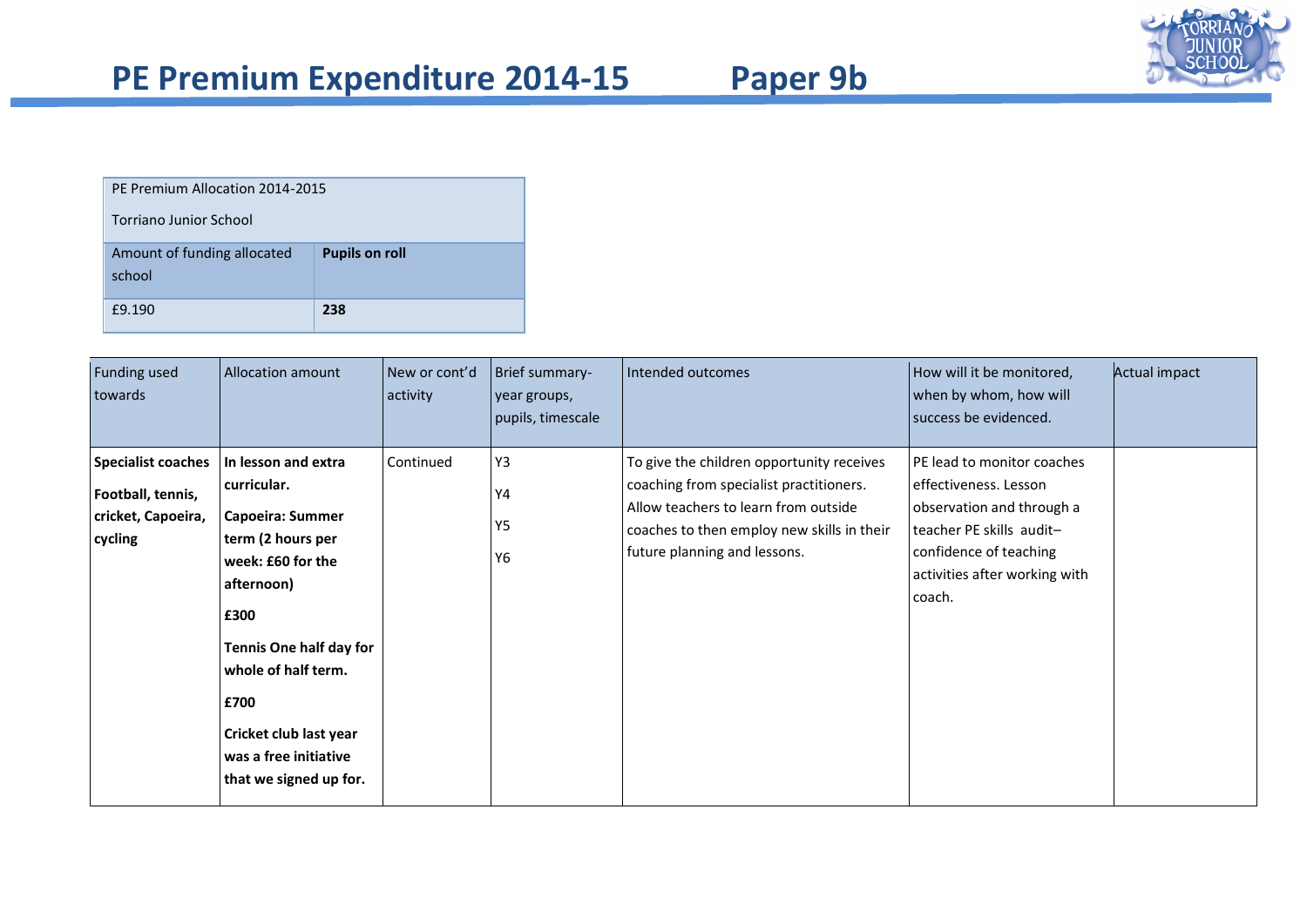# PE Premium Expenditure 2014-15 Paper 9b

| PE Premium Allocation 2014-2015<br><br>Torriano Junior School | |
|---|---|
| Amount of funding allocated school | **Pupils on roll** |
| £9.190 | **238** |

| Funding used towards | Allocation amount | New or cont'd activity | Brief summary- year groups, pupils, timescale | Intended outcomes | How will it be monitored, when by whom, how will success be evidenced. | Actual impact |
|---|---|---|---|---|---|---|
| **Specialist coaches**<br><br>**Football, tennis, cricket, Capoeira, cycling** | **In lesson and extra curricular.**<br><br>**Capoeira: Summer term (2 hours per week: £60 for the afternoon)**<br><br>**£300**<br><br>**Tennis One half day for whole of half term.**<br><br>**£700**<br><br>**Cricket club last year was a free initiative that we signed up for.** | Continued | Y3<br><br>Y4<br><br>Y5<br><br>Y6 | To give the children opportunity receives coaching from specialist practitioners. Allow teachers to learn from outside coaches to then employ new skills in their future planning and lessons. | PE lead to monitor coaches effectiveness. Lesson observation and through a teacher PE skills audit– confidence of teaching activities after working with coach. | |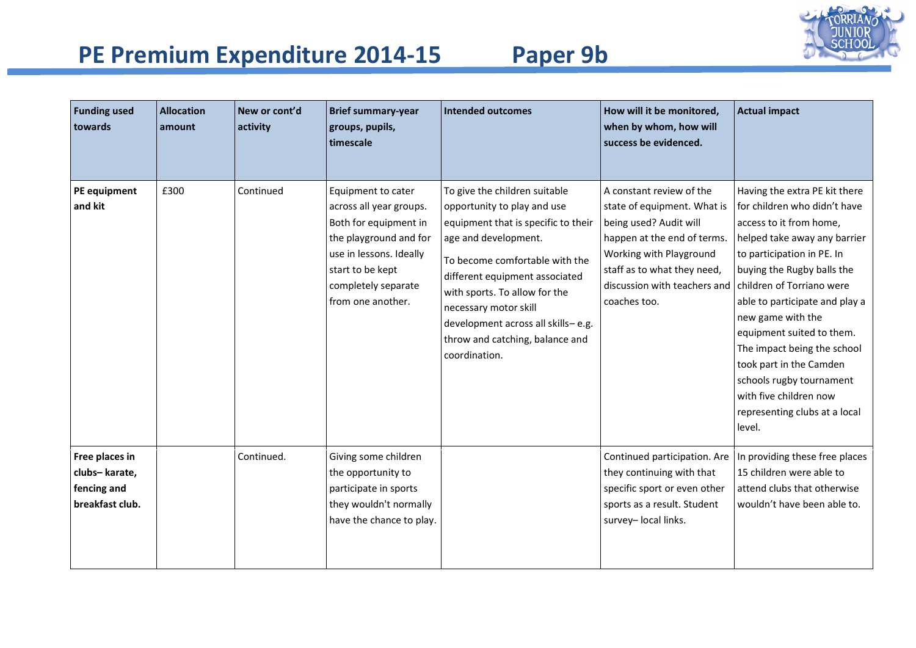# PE Premium Expenditure 2014-15 Paper 9b

| Funding used towards | Allocation amount | New or cont'd activity | Brief summary-year groups, pupils, timescale | Intended outcomes | How will it be monitored, when by whom, how will success be evidenced. | Actual impact |
|---|---|---|---|---|---|---|
| **PE equipment and kit** | £300 | Continued | Equipment to cater across all year groups. Both for equipment in the playground and for use in lessons. Ideally start to be kept completely separate from one another. | To give the children suitable opportunity to play and use equipment that is specific to their age and development. To become comfortable with the different equipment associated with sports. To allow for the necessary motor skill development across all skills– e.g. throw and catching, balance and coordination. | A constant review of the state of equipment. What is being used? Audit will happen at the end of terms. Working with Playground staff as to what they need, discussion with teachers and coaches too. | Having the extra PE kit there for children who didn't have access to it from home, helped take away any barrier to participation in PE. In buying the Rugby balls the children of Torriano were able to participate and play a new game with the equipment suited to them. The impact being the school took part in the Camden schools rugby tournament with five children now representing clubs at a local level. |
| **Free places in clubs– karate, fencing and breakfast club.** | | Continued. | Giving some children the opportunity to participate in sports they wouldn't normally have the chance to play. | | Continued participation. Are they continuing with that specific sport or even other sports as a result. Student survey– local links. | In providing these free places 15 children were able to attend clubs that otherwise wouldn't have been able to. |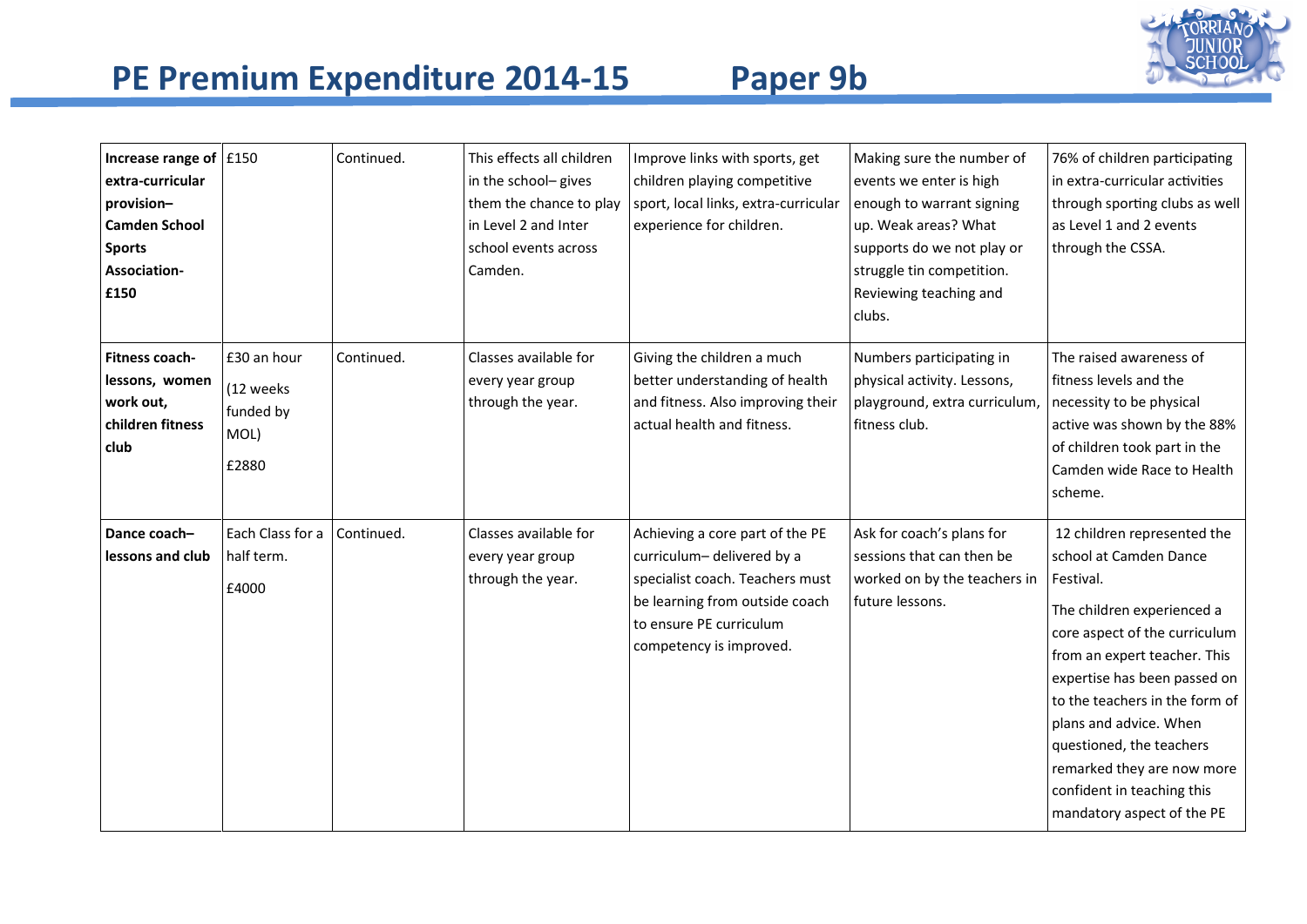# PE Premium Expenditure 2014-15 Paper 9b

| **Increase range of extra-curricular provision– Camden School Sports Association- £150** | £150 | Continued. | This effects all children in the school– gives them the chance to play in Level 2 and Inter school events across Camden. | Improve links with sports, get children playing competitive sport, local links, extra-curricular experience for children. | Making sure the number of events we enter is high enough to warrant signing up. Weak areas? What supports do we not play or struggle tin competition. Reviewing teaching and clubs. | 76% of children participating in extra-curricular activities through sporting clubs as well as Level 1 and 2 events through the CSSA. |
|---|---|---|---|---|---|---|
| **Fitness coach- lessons, women work out, children fitness club** | £30 an hour (12 weeks funded by MOL) £2880 | Continued. | Classes available for every year group through the year. | Giving the children a much better understanding of health and fitness. Also improving their actual health and fitness. | Numbers participating in physical activity. Lessons, playground, extra curriculum, fitness club. | The raised awareness of fitness levels and the necessity to be physical active was shown by the 88% of children took part in the Camden wide Race to Health scheme. |
| **Dance coach– lessons and club** | Each Class for a half term. £4000 | Continued. | Classes available for every year group through the year. | Achieving a core part of the PE curriculum– delivered by a specialist coach. Teachers must be learning from outside coach to ensure PE curriculum competency is improved. | Ask for coach's plans for sessions that can then be worked on by the teachers in future lessons. | 12 children represented the school at Camden Dance Festival. The children experienced a core aspect of the curriculum from an expert teacher. This expertise has been passed on to the teachers in the form of plans and advice. When questioned, the teachers remarked they are now more confident in teaching this mandatory aspect of the PE |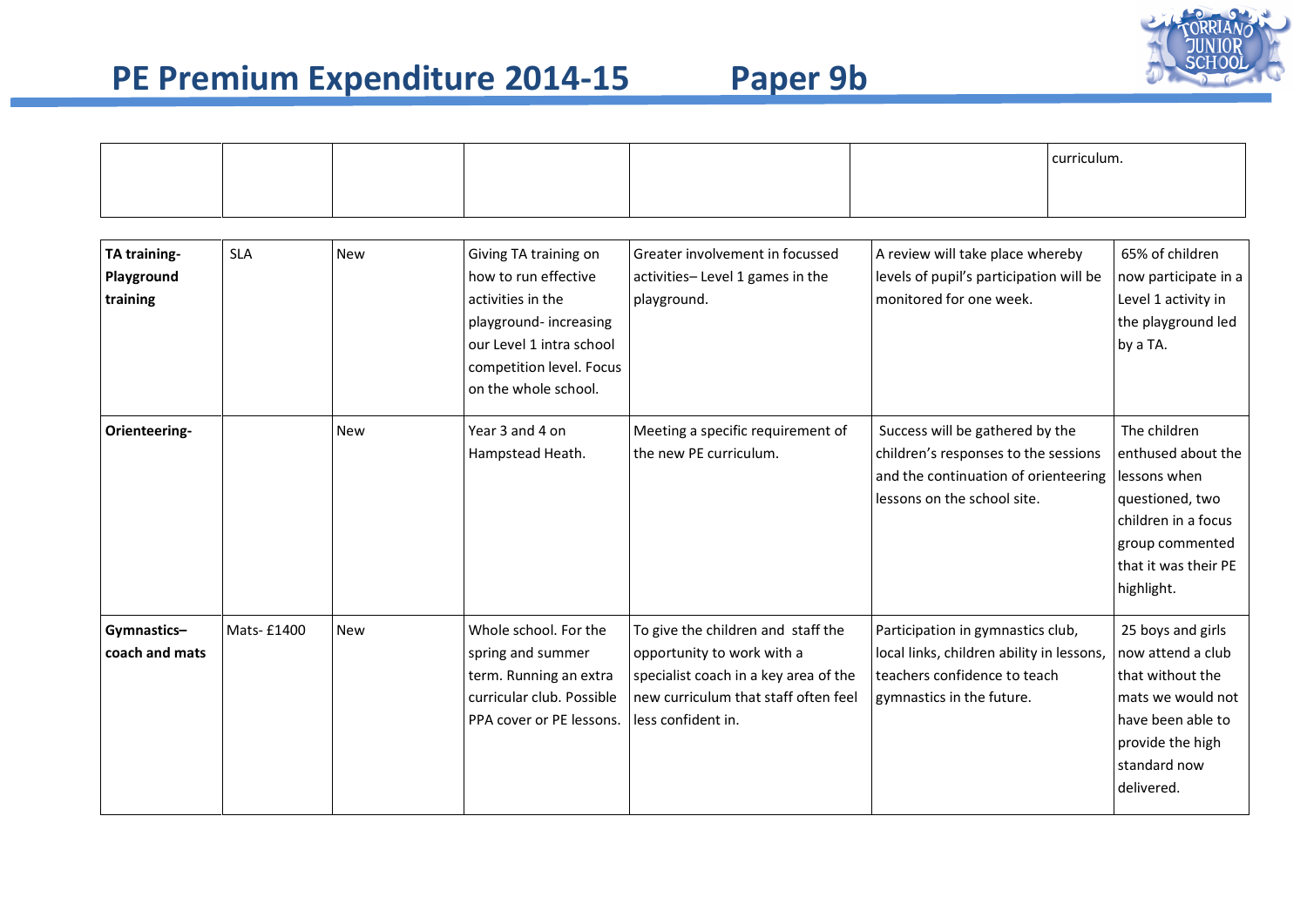# PE Premium Expenditure 2014-15 Paper 9b

| | | | | | | |
|---|---|---|---|---|---|---|
| | | | | | | curriculum. |
| **TA training- Playground training** | SLA | New | Giving TA training on how to run effective activities in the playground- increasing our Level 1 intra school competition level. Focus on the whole school. | Greater involvement in focussed activities– Level 1 games in the playground. | A review will take place whereby levels of pupil's participation will be monitored for one week. | 65% of children now participate in a Level 1 activity in the playground led by a TA. |
| **Orienteering-** | | New | Year 3 and 4 on Hampstead Heath. | Meeting a specific requirement of the new PE curriculum. | Success will be gathered by the children's responses to the sessions and the continuation of orienteering lessons on the school site. | The children enthused about the lessons when questioned, two children in a focus group commented that it was their PE highlight. |
| **Gymnastics– coach and mats** | Mats- £1400 | New | Whole school. For the spring and summer term. Running an extra curricular club. Possible PPA cover or PE lessons. | To give the children and staff the opportunity to work with a specialist coach in a key area of the new curriculum that staff often feel less confident in. | Participation in gymnastics club, local links, children ability in lessons, teachers confidence to teach gymnastics in the future. | 25 boys and girls now attend a club that without the mats we would not have been able to provide the high standard now delivered. |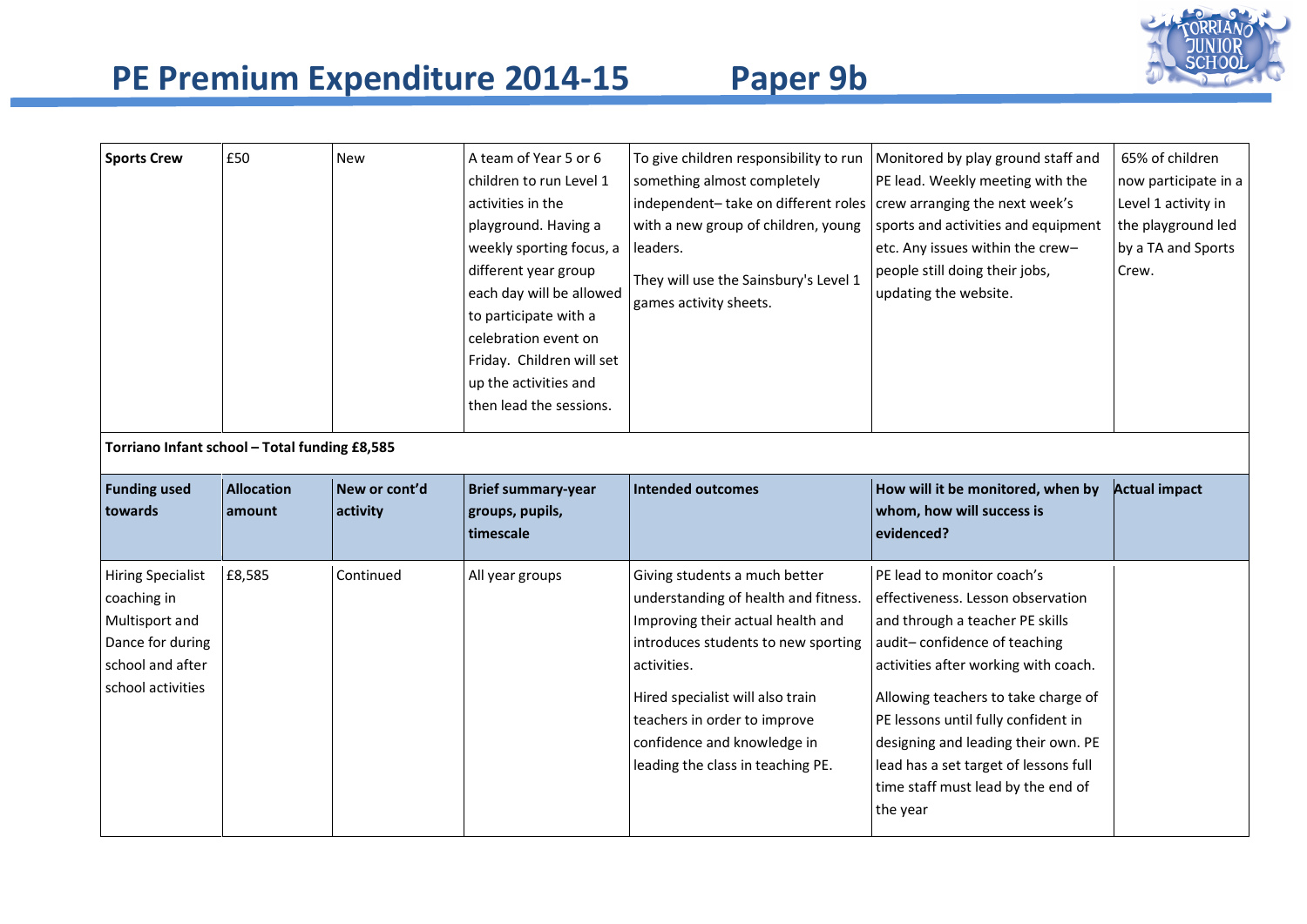# PE Premium Expenditure 2014-15 Paper 9b

| | | | | | | |
|---|---|---|---|---|---|---|
| **Sports Crew** | £50 | New | A team of Year 5 or 6 children to run Level 1 activities in the playground. Having a weekly sporting focus, a different year group each day will be allowed to participate with a celebration event on Friday. Children will set up the activities and then lead the sessions. | To give children responsibility to run something almost completely independent– take on different roles with a new group of children, young leaders. They will use the Sainsbury's Level 1 games activity sheets. | Monitored by play ground staff and PE lead. Weekly meeting with the crew arranging the next week's sports and activities and equipment etc. Any issues within the crew– people still doing their jobs, updating the website. | 65% of children now participate in a Level 1 activity in the playground led by a TA and Sports Crew. |

**Torriano Infant school – Total funding £8,585**

| Funding used towards | Allocation amount | New or cont'd activity | Brief summary-year groups, pupils, timescale | Intended outcomes | How will it be monitored, when by whom, how will success is evidenced? | Actual impact |
|---|---|---|---|---|---|---|
| Hiring Specialist coaching in Multisport and Dance for during school and after school activities | £8,585 | Continued | All year groups | Giving students a much better understanding of health and fitness. Improving their actual health and introduces students to new sporting activities. Hired specialist will also train teachers in order to improve confidence and knowledge in leading the class in teaching PE. | PE lead to monitor coach's effectiveness. Lesson observation and through a teacher PE skills audit– confidence of teaching activities after working with coach. Allowing teachers to take charge of PE lessons until fully confident in designing and leading their own. PE lead has a set target of lessons full time staff must lead by the end of the year | |